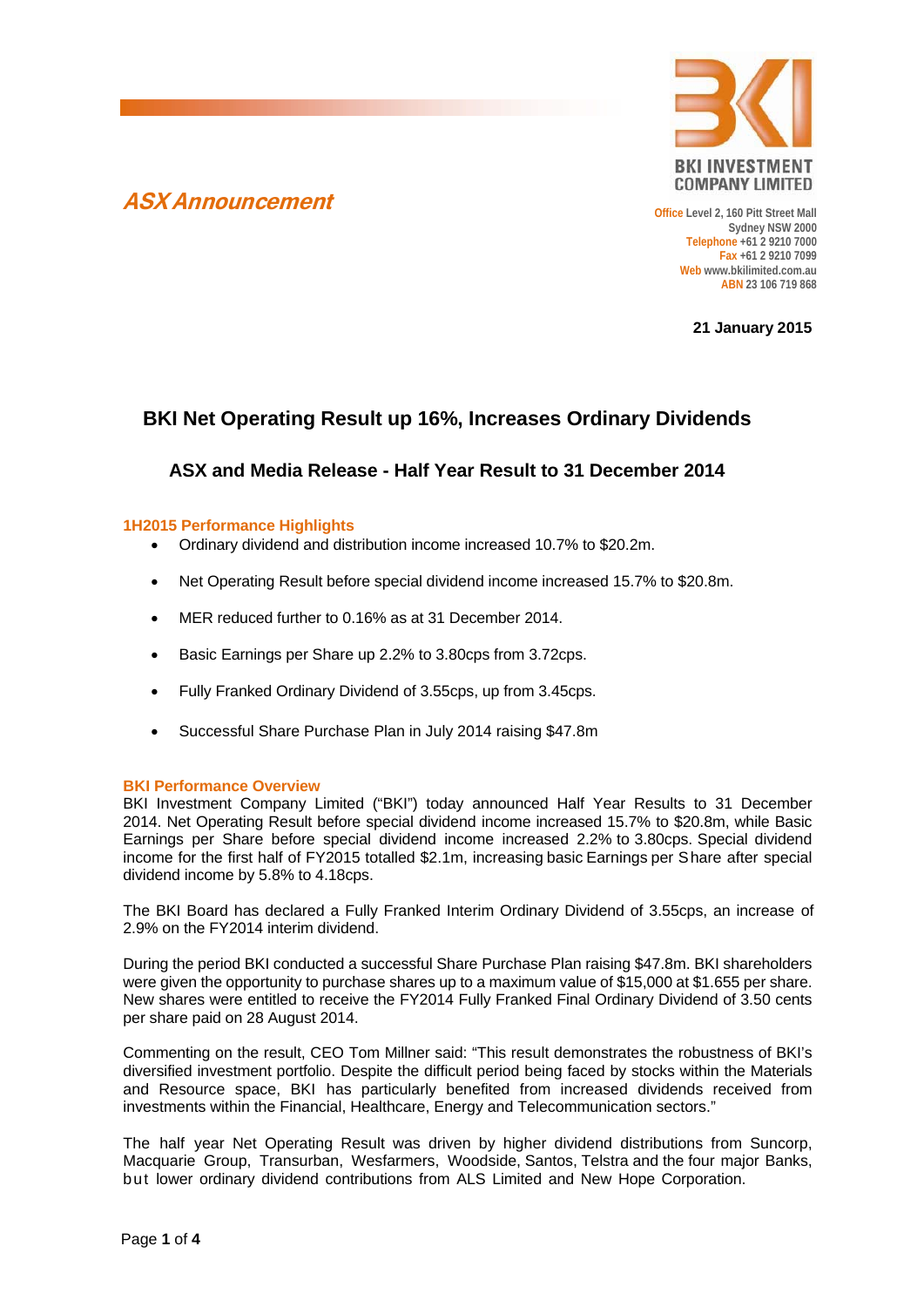BKI INVESTMENT COMPANY LIMITED

**Office** Level 2, 160 Pitt Street Mall
Sydney NSW 2000
**Telephone** +61 2 9210 7000
**Fax** +61 2 9210 7099
**Web** www.bkilimited.com.au
**ABN** 23 106 719 868

## *ASX Announcement*

**21 January 2015**

# BKI Net Operating Result up 16%, Increases Ordinary Dividends

## ASX and Media Release - Half Year Result to 31 December 2014

### 1H2015 Performance Highlights

- Ordinary dividend and distribution income increased 10.7% to $20.2m.
- Net Operating Result before special dividend income increased 15.7% to $20.8m.
- MER reduced further to 0.16% as at 31 December 2014.
- Basic Earnings per Share up 2.2% to 3.80cps from 3.72cps.
- Fully Franked Ordinary Dividend of 3.55cps, up from 3.45cps.
- Successful Share Purchase Plan in July 2014 raising $47.8m

### BKI Performance Overview

BKI Investment Company Limited ("BKI") today announced Half Year Results to 31 December 2014. Net Operating Result before special dividend income increased 15.7% to $20.8m, while Basic Earnings per Share before special dividend income increased 2.2% to 3.80cps. Special dividend income for the first half of FY2015 totalled $2.1m, increasing basic Earnings per Share after special dividend income by 5.8% to 4.18cps.

The BKI Board has declared a Fully Franked Interim Ordinary Dividend of 3.55cps, an increase of 2.9% on the FY2014 interim dividend.

During the period BKI conducted a successful Share Purchase Plan raising $47.8m. BKI shareholders were given the opportunity to purchase shares up to a maximum value of $15,000 at $1.655 per share. New shares were entitled to receive the FY2014 Fully Franked Final Ordinary Dividend of 3.50 cents per share paid on 28 August 2014.

Commenting on the result, CEO Tom Millner said: "This result demonstrates the robustness of BKI's diversified investment portfolio. Despite the difficult period being faced by stocks within the Materials and Resource space, BKI has particularly benefited from increased dividends received from investments within the Financial, Healthcare, Energy and Telecommunication sectors."

The half year Net Operating Result was driven by higher dividend distributions from Suncorp, Macquarie Group, Transurban, Wesfarmers, Woodside, Santos, Telstra and the four major Banks, but lower ordinary dividend contributions from ALS Limited and New Hope Corporation.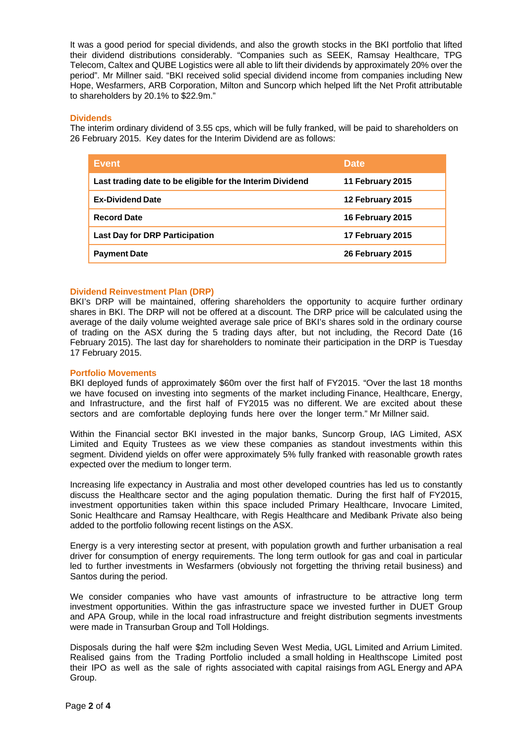It was a good period for special dividends, and also the growth stocks in the BKI portfolio that lifted their dividend distributions considerably. "Companies such as SEEK, Ramsay Healthcare, TPG Telecom, Caltex and QUBE Logistics were all able to lift their dividends by approximately 20% over the period". Mr Millner said. "BKI received solid special dividend income from companies including New Hope, Wesfarmers, ARB Corporation, Milton and Suncorp which helped lift the Net Profit attributable to shareholders by 20.1% to $22.9m."

## Dividends

The interim ordinary dividend of 3.55 cps, which will be fully franked, will be paid to shareholders on 26 February 2015. Key dates for the Interim Dividend are as follows:

| Event | Date |
|---|---|
| **Last trading date to be eligible for the Interim Dividend** | **11 February 2015** |
| **Ex-Dividend Date** | **12 February 2015** |
| **Record Date** | **16 February 2015** |
| **Last Day for DRP Participation** | **17 February 2015** |
| **Payment Date** | **26 February 2015** |

## Dividend Reinvestment Plan (DRP)

BKI's DRP will be maintained, offering shareholders the opportunity to acquire further ordinary shares in BKI. The DRP will not be offered at a discount. The DRP price will be calculated using the average of the daily volume weighted average sale price of BKI's shares sold in the ordinary course of trading on the ASX during the 5 trading days after, but not including, the Record Date (16 February 2015). The last day for shareholders to nominate their participation in the DRP is Tuesday 17 February 2015.

## Portfolio Movements

BKI deployed funds of approximately $60m over the first half of FY2015. "Over the last 18 months we have focused on investing into segments of the market including Finance, Healthcare, Energy, and Infrastructure, and the first half of FY2015 was no different. We are excited about these sectors and are comfortable deploying funds here over the longer term." Mr Millner said.

Within the Financial sector BKI invested in the major banks, Suncorp Group, IAG Limited, ASX Limited and Equity Trustees as we view these companies as standout investments within this segment. Dividend yields on offer were approximately 5% fully franked with reasonable growth rates expected over the medium to longer term.

Increasing life expectancy in Australia and most other developed countries has led us to constantly discuss the Healthcare sector and the aging population thematic. During the first half of FY2015, investment opportunities taken within this space included Primary Healthcare, Invocare Limited, Sonic Healthcare and Ramsay Healthcare, with Regis Healthcare and Medibank Private also being added to the portfolio following recent listings on the ASX.

Energy is a very interesting sector at present, with population growth and further urbanisation a real driver for consumption of energy requirements. The long term outlook for gas and coal in particular led to further investments in Wesfarmers (obviously not forgetting the thriving retail business) and Santos during the period.

We consider companies who have vast amounts of infrastructure to be attractive long term investment opportunities. Within the gas infrastructure space we invested further in DUET Group and APA Group, while in the local road infrastructure and freight distribution segments investments were made in Transurban Group and Toll Holdings.

Disposals during the half were $2m including Seven West Media, UGL Limited and Arrium Limited. Realised gains from the Trading Portfolio included a small holding in Healthscope Limited post their IPO as well as the sale of rights associated with capital raisings from AGL Energy and APA Group.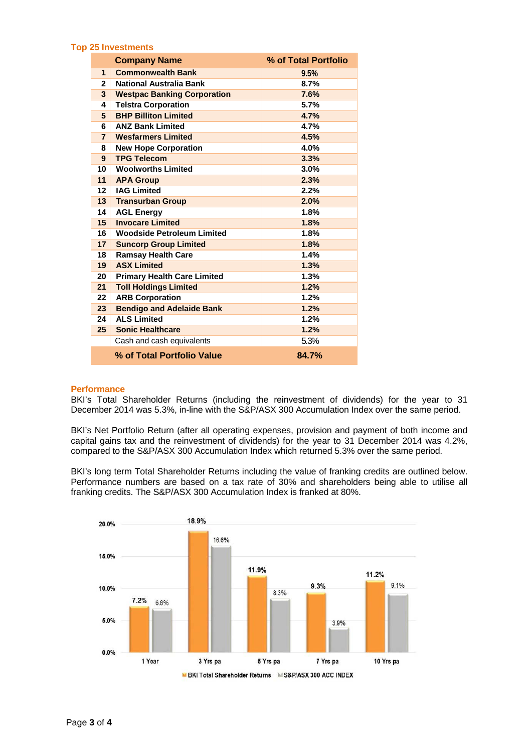### Top 25 Investments

| | Company Name | % of Total Portfolio |
|---|---|---|
| 1 | Commonwealth Bank | 9.5% |
| 2 | National Australia Bank | 8.7% |
| 3 | Westpac Banking Corporation | 7.6% |
| 4 | Telstra Corporation | 5.7% |
| 5 | BHP Billiton Limited | 4.7% |
| 6 | ANZ Bank Limited | 4.7% |
| 7 | Wesfarmers Limited | 4.5% |
| 8 | New Hope Corporation | 4.0% |
| 9 | TPG Telecom | 3.3% |
| 10 | Woolworths Limited | 3.0% |
| 11 | APA Group | 2.3% |
| 12 | IAG Limited | 2.2% |
| 13 | Transurban Group | 2.0% |
| 14 | AGL Energy | 1.8% |
| 15 | Invocare Limited | 1.8% |
| 16 | Woodside Petroleum Limited | 1.8% |
| 17 | Suncorp Group Limited | 1.8% |
| 18 | Ramsay Health Care | 1.4% |
| 19 | ASX Limited | 1.3% |
| 20 | Primary Health Care Limited | 1.3% |
| 21 | Toll Holdings Limited | 1.2% |
| 22 | ARB Corporation | 1.2% |
| 23 | Bendigo and Adelaide Bank | 1.2% |
| 24 | ALS Limited | 1.2% |
| 25 | Sonic Healthcare | 1.2% |
| | Cash and cash equivalents | 5.3% |
| | **% of Total Portfolio Value** | **84.7%** |

### Performance

BKI's Total Shareholder Returns (including the reinvestment of dividends) for the year to 31 December 2014 was 5.3%, in-line with the S&P/ASX 300 Accumulation Index over the same period.

BKI's Net Portfolio Return (after all operating expenses, provision and payment of both income and capital gains tax and the reinvestment of dividends) for the year to 31 December 2014 was 4.2%, compared to the S&P/ASX 300 Accumulation Index which returned 5.3% over the same period.

BKI's long term Total Shareholder Returns including the value of franking credits are outlined below. Performance numbers are based on a tax rate of 30% and shareholders being able to utilise all franking credits. The S&P/ASX 300 Accumulation Index is franked at 80%.

| | 1 Year | 3 Yrs pa | 5 Yrs pa | 7 Yrs pa | 10 Yrs pa |
|---|---|---|---|---|---|
| BKI Total Shareholder Returns | 7.2% | 18.9% | 11.9% | 9.3% | 11.2% |
| S&P/ASX 300 ACC INDEX | 6.8% | 16.6% | 8.3% | 3.9% | 9.1% |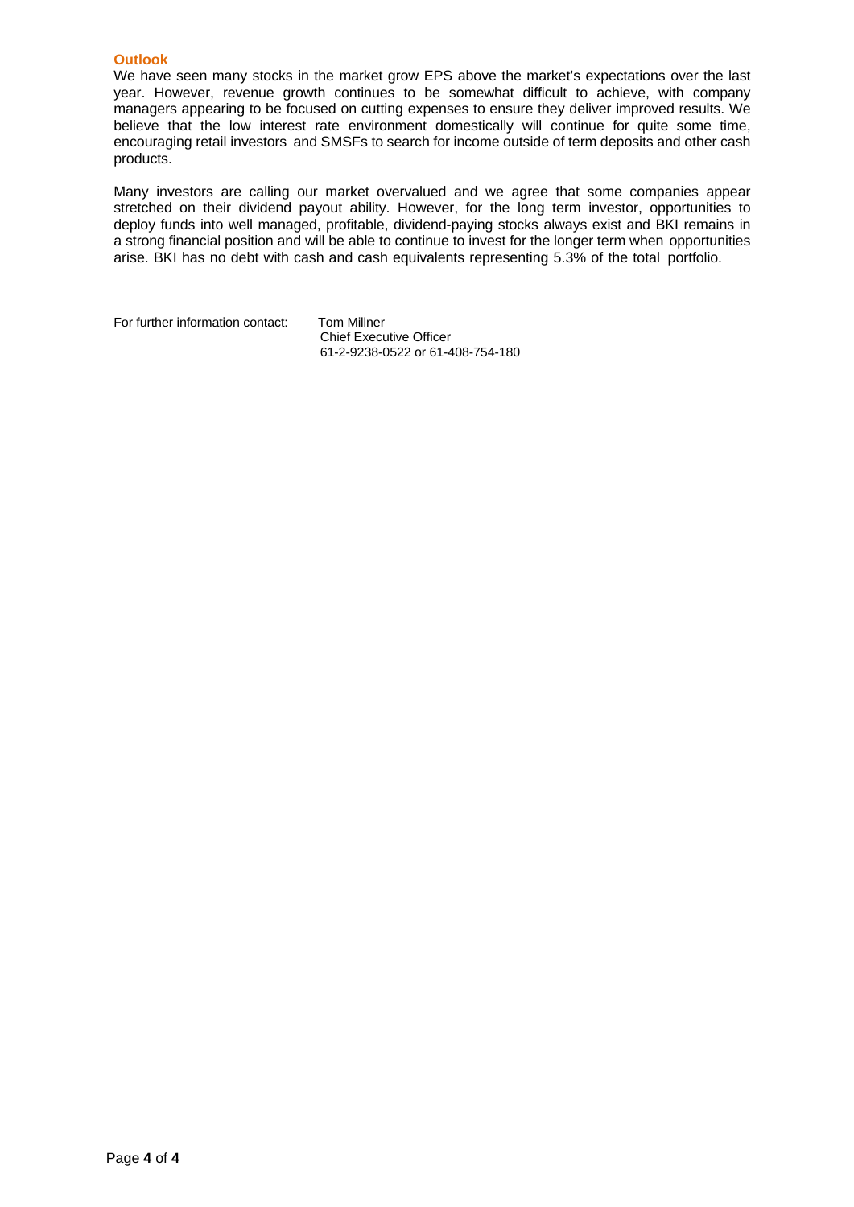## Outlook

We have seen many stocks in the market grow EPS above the market's expectations over the last year. However, revenue growth continues to be somewhat difficult to achieve, with company managers appearing to be focused on cutting expenses to ensure they deliver improved results. We believe that the low interest rate environment domestically will continue for quite some time, encouraging retail investors and SMSFs to search for income outside of term deposits and other cash products.

Many investors are calling our market overvalued and we agree that some companies appear stretched on their dividend payout ability. However, for the long term investor, opportunities to deploy funds into well managed, profitable, dividend-paying stocks always exist and BKI remains in a strong financial position and will be able to continue to invest for the longer term when opportunities arise. BKI has no debt with cash and cash equivalents representing 5.3% of the total portfolio.

For further information contact: Tom Millner
Chief Executive Officer
61-2-9238-0522 or 61-408-754-180